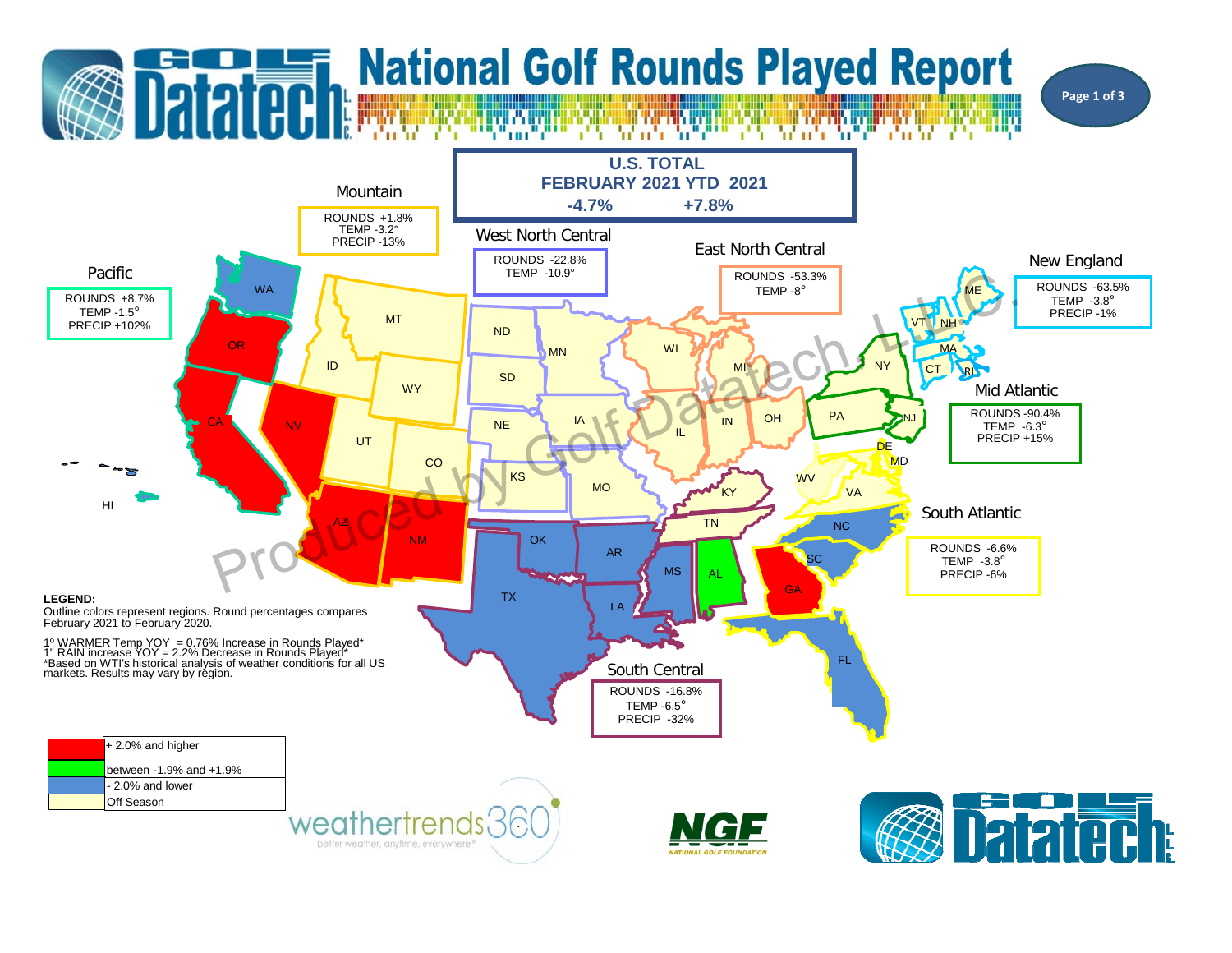# National Golf Rounds Played Report

## U.S. TOTAL

| FEBRUARY 2021 | YTD 2021 |
|---|---|
| -4.7% | +7.8% |

### Pacific
ROUNDS +8.7%
TEMP -1.5°
PRECIP +102%

### Mountain
ROUNDS +1.8%
TEMP -3.2°
PRECIP -13%

### West North Central
ROUNDS -22.8%
TEMP -10.9°

### East North Central
ROUNDS -53.3%
TEMP -8°

### New England
ROUNDS -63.5%
TEMP -3.8°
PRECIP -1%

### Mid Atlantic
ROUNDS -90.4%
TEMP -6.3°
PRECIP +15%

### South Atlantic
ROUNDS -6.6%
TEMP -3.8°
PRECIP -6%

### South Central
ROUNDS -16.8%
TEMP -6.5°
PRECIP -32%

**LEGEND:**
Outline colors represent regions. Round percentages compares February 2021 to February 2020.

1º WARMER Temp YOY = 0.76% Increase in Rounds Played*
1" RAIN increase YOY = 2.2% Decrease in Rounds Played*
*Based on WTI's historical analysis of weather conditions for all US markets. Results may vary by region.

| Color | Meaning |
|---|---|
| Red | + 2.0% and higher |
| Green | between -1.9% and +1.9% |
| Blue | - 2.0% and lower |
| Light yellow | Off Season |

Produced by Golf Datatech, L.L.C.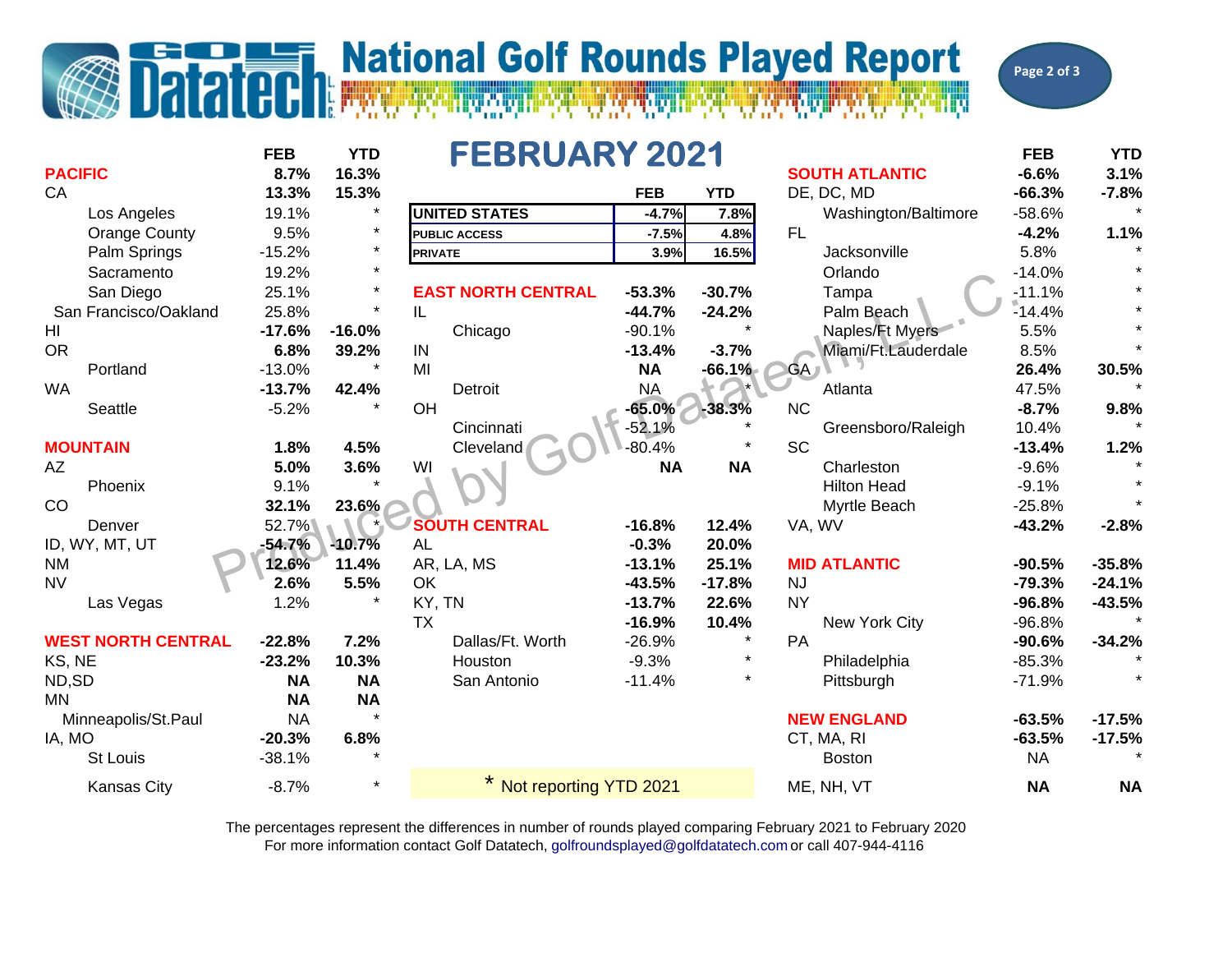# National Golf Rounds Played Report

## FEBRUARY 2021

| | FEB | YTD |
|---|---|---|
| **UNITED STATES** | -4.7% | 7.8% |
| **PUBLIC ACCESS** | -7.5% | 4.8% |
| **PRIVATE** | 3.9% | 16.5% |

| | FEB | YTD |
|---|---|---|
| **PACIFIC** | **8.7%** | **16.3%** |
| CA | **13.3%** | **15.3%** |
| Los Angeles | 19.1% | * |
| Orange County | 9.5% | * |
| Palm Springs | -15.2% | * |
| Sacramento | 19.2% | * |
| San Diego | 25.1% | * |
| San Francisco/Oakland | 25.8% | * |
| HI | **-17.6%** | **-16.0%** |
| OR | **6.8%** | **39.2%** |
| Portland | -13.0% | * |
| WA | **-13.7%** | **42.4%** |
| Seattle | -5.2% | * |
| **MOUNTAIN** | **1.8%** | **4.5%** |
| AZ | **5.0%** | **3.6%** |
| Phoenix | 9.1% | * |
| CO | **32.1%** | **23.6%** |
| Denver | 52.7% | * |
| ID, WY, MT, UT | **-54.7%** | **-10.7%** |
| NM | **12.6%** | **11.4%** |
| NV | **2.6%** | **5.5%** |
| Las Vegas | 1.2% | * |
| **WEST NORTH CENTRAL** | **-22.8%** | **7.2%** |
| KS, NE | **-23.2%** | **10.3%** |
| ND,SD | **NA** | **NA** |
| MN | **NA** | **NA** |
| Minneapolis/St.Paul | NA | * |
| IA, MO | **-20.3%** | **6.8%** |
| St Louis | -38.1% | * |
| Kansas City | -8.7% | * |

| | FEB | YTD |
|---|---|---|
| **EAST NORTH CENTRAL** | **-53.3%** | **-30.7%** |
| IL | **-44.7%** | **-24.2%** |
| Chicago | -90.1% | * |
| IN | **-13.4%** | **-3.7%** |
| MI | **NA** | **-66.1%** |
| Detroit | NA | * |
| OH | **-65.0%** | **-38.3%** |
| Cincinnati | -52.1% | * |
| Cleveland | -80.4% | * |
| WI | **NA** | **NA** |
| **SOUTH CENTRAL** | **-16.8%** | **12.4%** |
| AL | **-0.3%** | **20.0%** |
| AR, LA, MS | **-13.1%** | **25.1%** |
| OK | **-43.5%** | **-17.8%** |
| KY, TN | **-13.7%** | **22.6%** |
| TX | **-16.9%** | **10.4%** |
| Dallas/Ft. Worth | -26.9% | * |
| Houston | -9.3% | * |
| San Antonio | -11.4% | * |

| | FEB | YTD |
|---|---|---|
| **SOUTH ATLANTIC** | **-6.6%** | **3.1%** |
| DE, DC, MD | **-66.3%** | **-7.8%** |
| Washington/Baltimore | -58.6% | * |
| FL | **-4.2%** | **1.1%** |
| Jacksonville | 5.8% | * |
| Orlando | -14.0% | * |
| Tampa | -11.1% | * |
| Palm Beach | -14.4% | * |
| Naples/Ft Myers | 5.5% | * |
| Miami/Ft.Lauderdale | 8.5% | * |
| GA | **26.4%** | **30.5%** |
| Atlanta | 47.5% | * |
| NC | **-8.7%** | **9.8%** |
| Greensboro/Raleigh | 10.4% | * |
| SC | **-13.4%** | **1.2%** |
| Charleston | -9.6% | * |
| Hilton Head | -9.1% | * |
| Myrtle Beach | -25.8% | * |
| VA, WV | **-43.2%** | **-2.8%** |
| **MID ATLANTIC** | **-90.5%** | **-35.8%** |
| NJ | **-79.3%** | **-24.1%** |
| NY | **-96.8%** | **-43.5%** |
| New York City | -96.8% | * |
| PA | **-90.6%** | **-34.2%** |
| Philadelphia | -85.3% | * |
| Pittsburgh | -71.9% | * |
| **NEW ENGLAND** | **-63.5%** | **-17.5%** |
| CT, MA, RI | **-63.5%** | **-17.5%** |
| Boston | NA | * |
| ME, NH, VT | **NA** | **NA** |

\* Not reporting YTD 2021

Produced by Golf Datatech, L.L.C.

The percentages represent the differences in number of rounds played comparing February 2021 to February 2020
For more information contact Golf Datatech, golfroundsplayed@golfdatatech.com or call 407-944-4116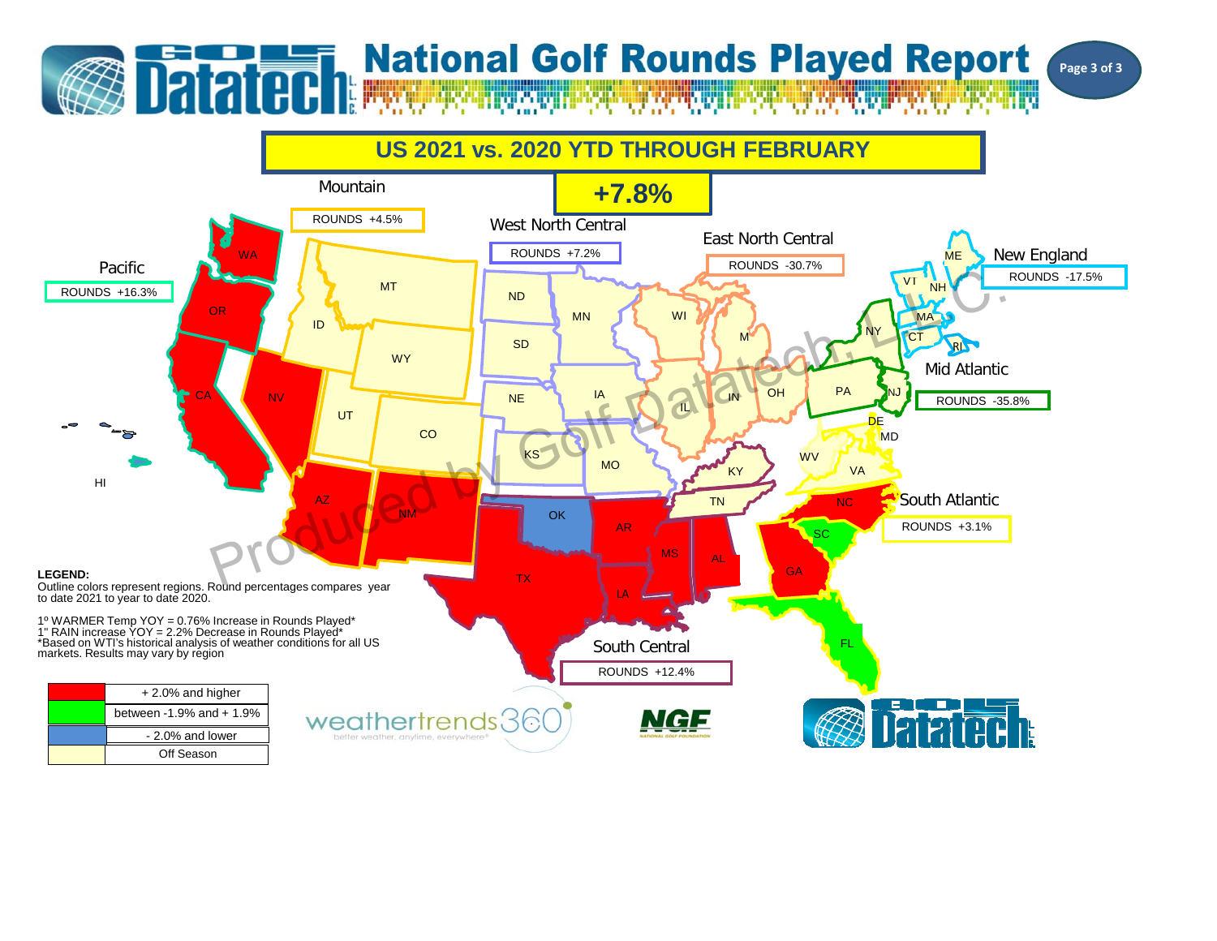# National Golf Rounds Played Report

## US 2021 vs. 2020 YTD THROUGH FEBRUARY

**+7.8%**

Mountain
ROUNDS +4.5%

West North Central
ROUNDS +7.2%

East North Central
ROUNDS -30.7%

New England
ROUNDS -17.5%

Pacific
ROUNDS +16.3%

Mid Atlantic
ROUNDS -35.8%

South Atlantic
ROUNDS +3.1%

South Central
ROUNDS +12.4%

WA, OR, CA, NV, ID, MT, WY, UT, CO, AZ, NM, ND, SD, NE, KS, MN, IA, MO, WI, IL, MI, IN, OH, KY, TN, OK, TX, AR, LA, MS, AL, GA, FL, SC, NC, VA, WV, MD, DE, PA, NJ, NY, VT, NH, ME, MA, CT, RI, HI

Produced by Golf Datatech, L.L.C.

**LEGEND:**
Outline colors represent regions. Round percentages compares year to date 2021 to year to date 2020.

1º WARMER Temp YOY = 0.76% Increase in Rounds Played*
1" RAIN increase YOY = 2.2% Decrease in Rounds Played*
*Based on WTI's historical analysis of weather conditions for all US markets. Results may vary by region

| | |
|---|---|
| Red | + 2.0% and higher |
| Green | between -1.9% and + 1.9% |
| Blue | - 2.0% and lower |
| Light yellow | Off Season |

weathertrends360 — better weather, anytime, everywhere®

NGF — NATIONAL GOLF FOUNDATION

Golf Datatech L.L.C.